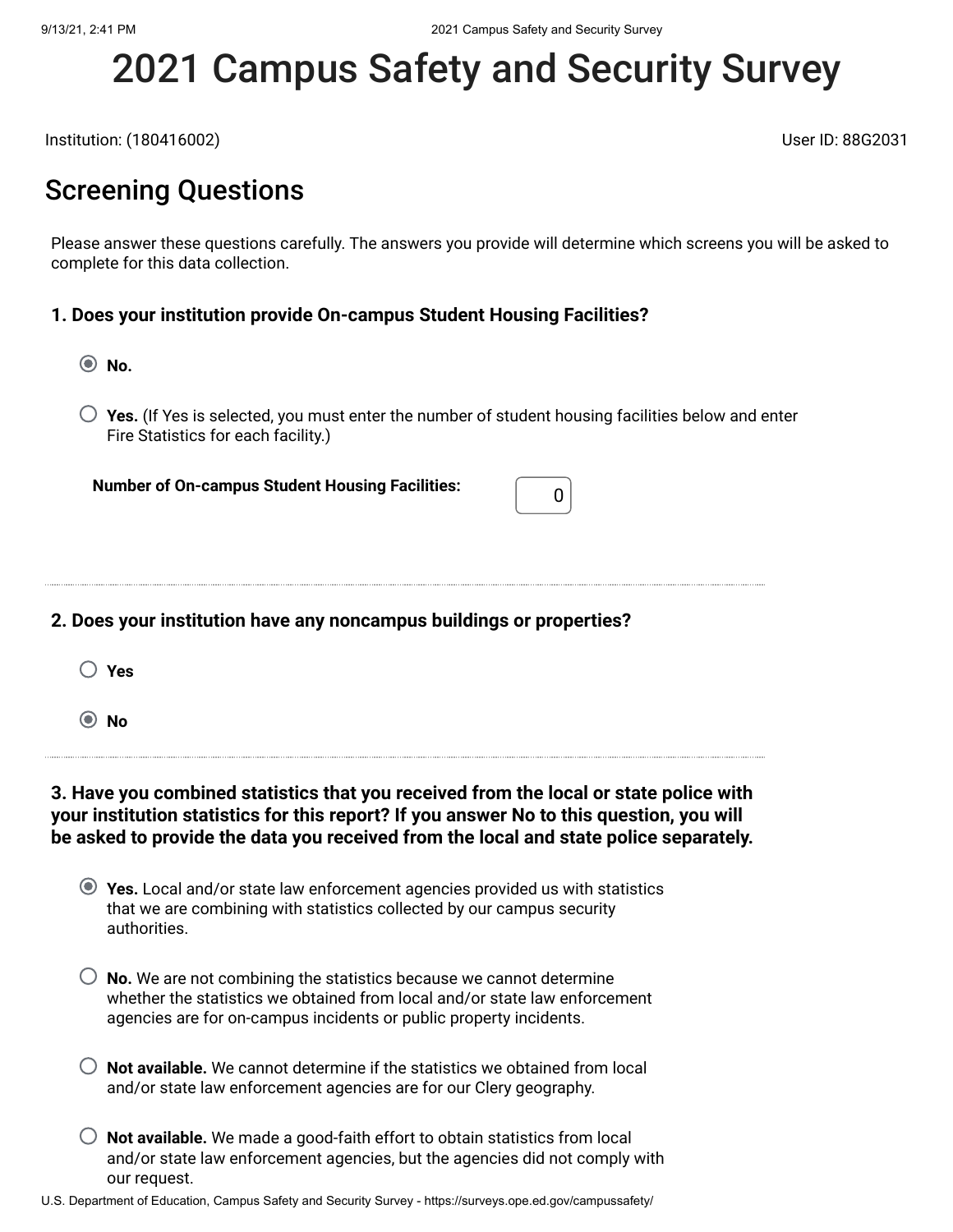# 2021 Campus Safety and Security Survey

Institution: (180416002)

User ID: 88G2031

## Screening Questions

Please answer these questions carefully. The answers you provide will determine which screens you will be asked to complete for this data collection.

### 1. Does your institution provide On-campus Student Housing Facilities?

- (●) **No.**
- ( ) **Yes.** (If Yes is selected, you must enter the number of student housing facilities below and enter Fire Statistics for each facility.)

**Number of On-campus Student Housing Facilities:** 0

### 2. Does your institution have any noncampus buildings or properties?

- ( ) **Yes**
- (●) **No**

### 3. Have you combined statistics that you received from the local or state police with your institution statistics for this report? If you answer No to this question, you will be asked to provide the data you received from the local and state police separately.

- (●) **Yes.** Local and/or state law enforcement agencies provided us with statistics that we are combining with statistics collected by our campus security authorities.
- ( ) **No.** We are not combining the statistics because we cannot determine whether the statistics we obtained from local and/or state law enforcement agencies are for on-campus incidents or public property incidents.
- ( ) **Not available.** We cannot determine if the statistics we obtained from local and/or state law enforcement agencies are for our Clery geography.
- ( ) **Not available.** We made a good-faith effort to obtain statistics from local and/or state law enforcement agencies, but the agencies did not comply with our request.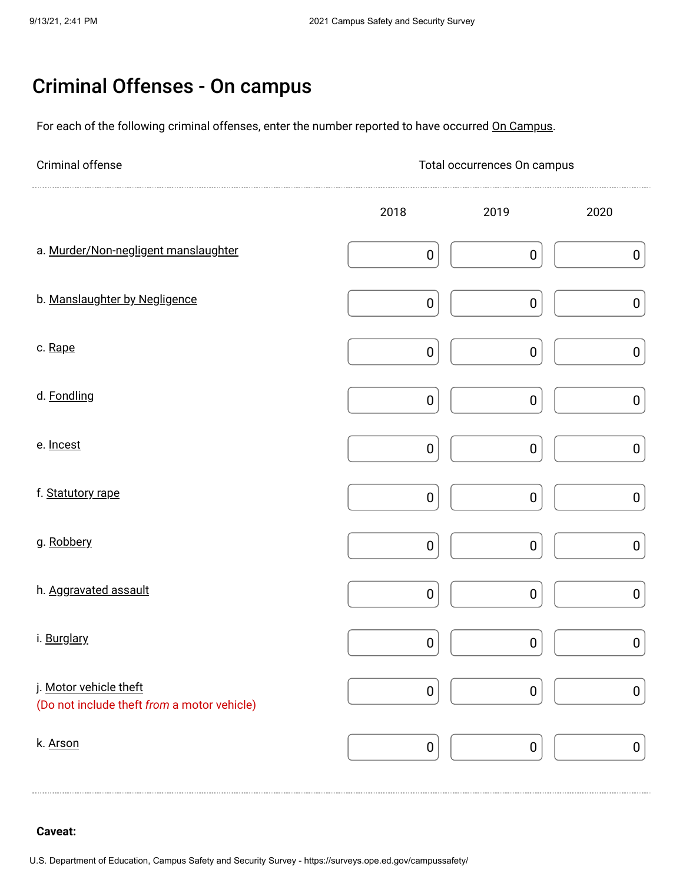# Criminal Offenses - On campus

For each of the following criminal offenses, enter the number reported to have occurred On Campus.

| Criminal offense | Total occurrences On campus | | |
|---|---|---|---|
| | 2018 | 2019 | 2020 |
| a. Murder/Non-negligent manslaughter | 0 | 0 | 0 |
| b. Manslaughter by Negligence | 0 | 0 | 0 |
| c. Rape | 0 | 0 | 0 |
| d. Fondling | 0 | 0 | 0 |
| e. Incest | 0 | 0 | 0 |
| f. Statutory rape | 0 | 0 | 0 |
| g. Robbery | 0 | 0 | 0 |
| h. Aggravated assault | 0 | 0 | 0 |
| i. Burglary | 0 | 0 | 0 |
| j. Motor vehicle theft (Do not include theft *from* a motor vehicle) | 0 | 0 | 0 |
| k. Arson | 0 | 0 | 0 |

**Caveat:**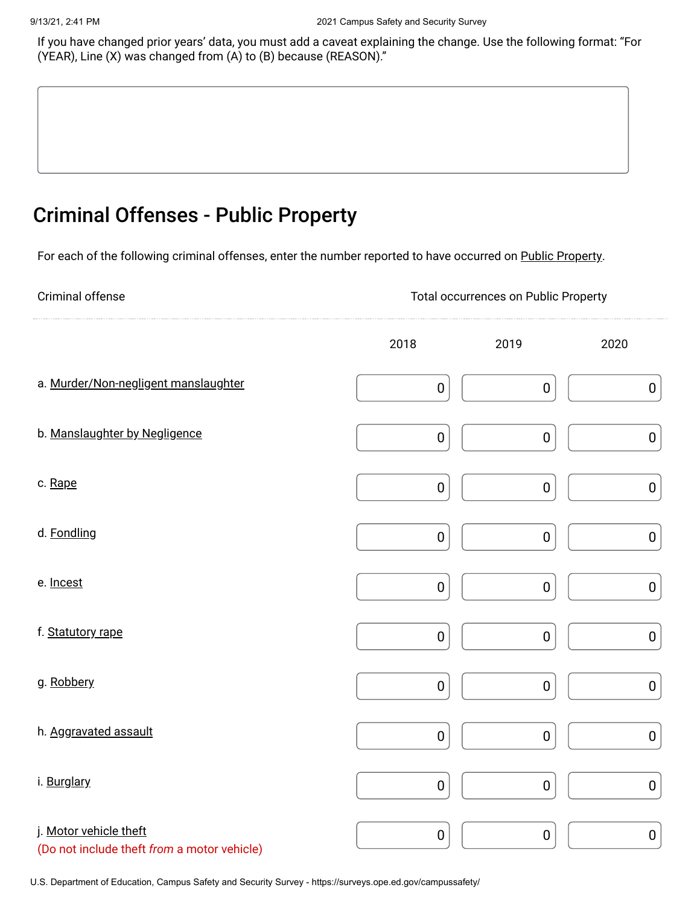If you have changed prior years' data, you must add a caveat explaining the change. Use the following format: "For (YEAR), Line (X) was changed from (A) to (B) because (REASON)."

## Criminal Offenses - Public Property

For each of the following criminal offenses, enter the number reported to have occurred on Public Property.

| Criminal offense | Total occurrences on Public Property | | |
|---|---|---|---|
| | 2018 | 2019 | 2020 |
| a. Murder/Non-negligent manslaughter | 0 | 0 | 0 |
| b. Manslaughter by Negligence | 0 | 0 | 0 |
| c. Rape | 0 | 0 | 0 |
| d. Fondling | 0 | 0 | 0 |
| e. Incest | 0 | 0 | 0 |
| f. Statutory rape | 0 | 0 | 0 |
| g. Robbery | 0 | 0 | 0 |
| h. Aggravated assault | 0 | 0 | 0 |
| i. Burglary | 0 | 0 | 0 |
| j. Motor vehicle theft (Do not include theft *from* a motor vehicle) | 0 | 0 | 0 |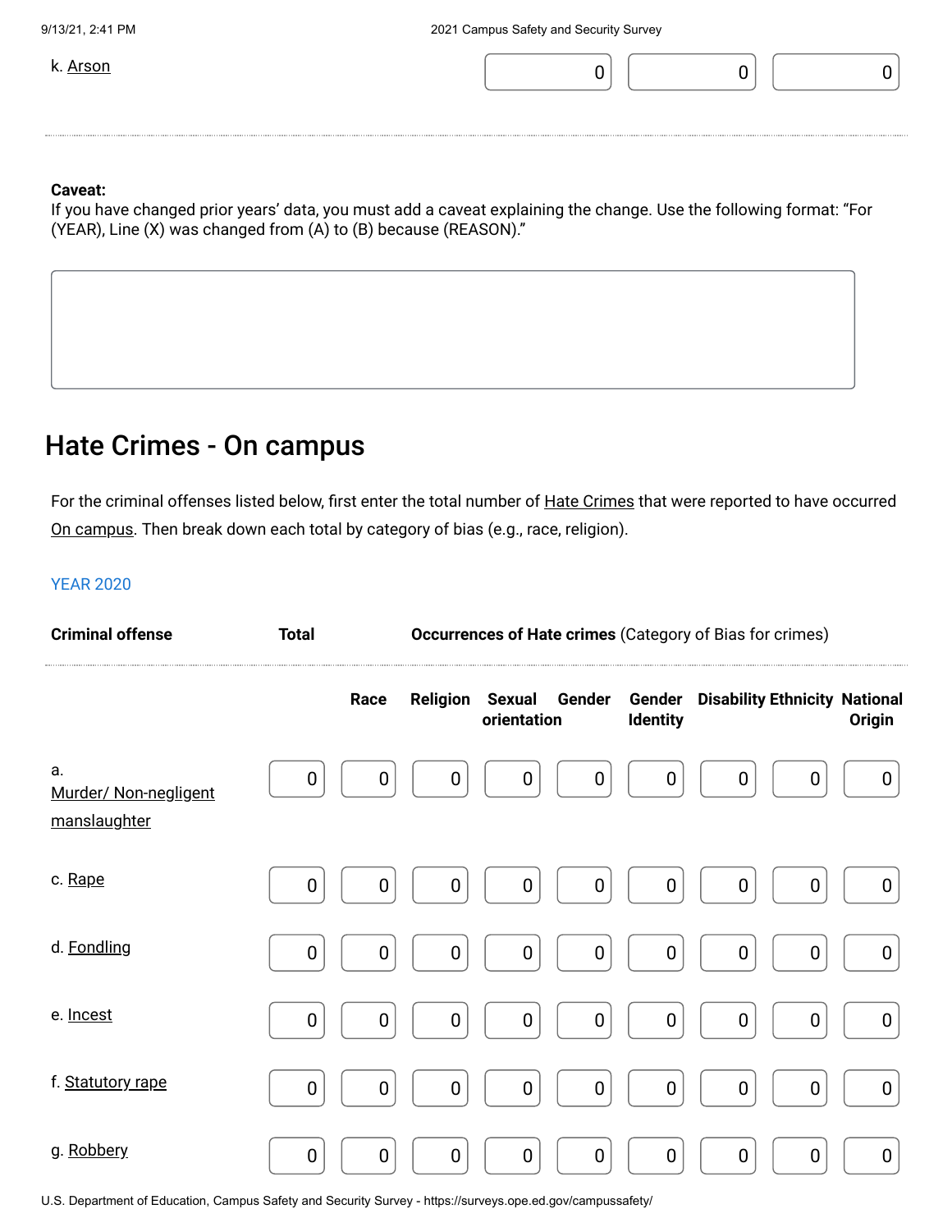| | | | |
|---|---|---|---|
| k. Arson | 0 | 0 | 0 |

**Caveat:**
If you have changed prior years' data, you must add a caveat explaining the change. Use the following format: "For (YEAR), Line (X) was changed from (A) to (B) because (REASON)."

## Hate Crimes - On campus

For the criminal offenses listed below, first enter the total number of Hate Crimes that were reported to have occurred On campus. Then break down each total by category of bias (e.g., race, religion).

YEAR 2020

| Criminal offense | Total | Occurrences of Hate crimes (Category of Bias for crimes) | | | | | | | |
|---|---|---|---|---|---|---|---|---|---|
| | | Race | Religion | Sexual orientation | Gender | Gender Identity | Disability | Ethnicity | National Origin |
| a. Murder/ Non-negligent manslaughter | 0 | 0 | 0 | 0 | 0 | 0 | 0 | 0 | 0 |
| c. Rape | 0 | 0 | 0 | 0 | 0 | 0 | 0 | 0 | 0 |
| d. Fondling | 0 | 0 | 0 | 0 | 0 | 0 | 0 | 0 | 0 |
| e. Incest | 0 | 0 | 0 | 0 | 0 | 0 | 0 | 0 | 0 |
| f. Statutory rape | 0 | 0 | 0 | 0 | 0 | 0 | 0 | 0 | 0 |
| g. Robbery | 0 | 0 | 0 | 0 | 0 | 0 | 0 | 0 | 0 |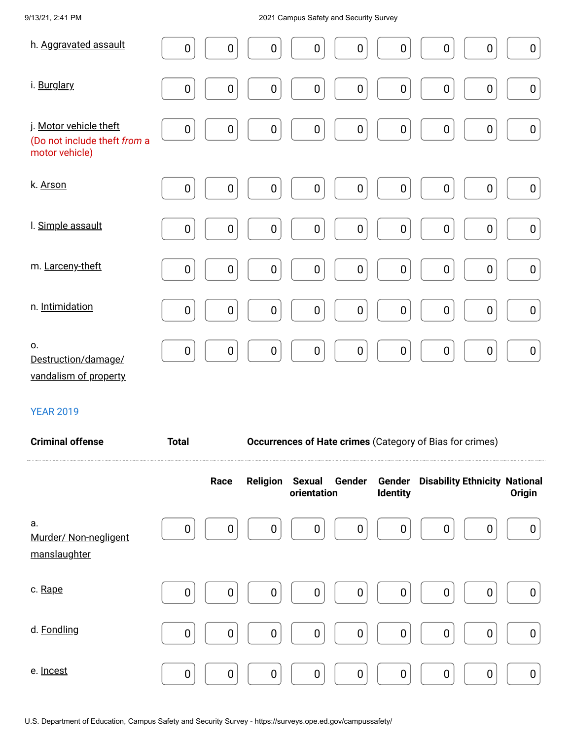| | | | | | | | | | |
|---|---|---|---|---|---|---|---|---|---|
| h. Aggravated assault | 0 | 0 | 0 | 0 | 0 | 0 | 0 | 0 | 0 |
| i. Burglary | 0 | 0 | 0 | 0 | 0 | 0 | 0 | 0 | 0 |
| j. Motor vehicle theft (Do not include theft *from* a motor vehicle) | 0 | 0 | 0 | 0 | 0 | 0 | 0 | 0 | 0 |
| k. Arson | 0 | 0 | 0 | 0 | 0 | 0 | 0 | 0 | 0 |
| l. Simple assault | 0 | 0 | 0 | 0 | 0 | 0 | 0 | 0 | 0 |
| m. Larceny-theft | 0 | 0 | 0 | 0 | 0 | 0 | 0 | 0 | 0 |
| n. Intimidation | 0 | 0 | 0 | 0 | 0 | 0 | 0 | 0 | 0 |
| o. Destruction/damage/ vandalism of property | 0 | 0 | 0 | 0 | 0 | 0 | 0 | 0 | 0 |

YEAR 2019

| Criminal offense | Total | Occurrences of Hate crimes (Category of Bias for crimes) | | | | | | | |
|---|---|---|---|---|---|---|---|---|---|
| | | Race | Religion | Sexual orientation | Gender | Gender Identity | Disability | Ethnicity | National Origin |
| a. Murder/ Non-negligent manslaughter | 0 | 0 | 0 | 0 | 0 | 0 | 0 | 0 | 0 |
| c. Rape | 0 | 0 | 0 | 0 | 0 | 0 | 0 | 0 | 0 |
| d. Fondling | 0 | 0 | 0 | 0 | 0 | 0 | 0 | 0 | 0 |
| e. Incest | 0 | 0 | 0 | 0 | 0 | 0 | 0 | 0 | 0 |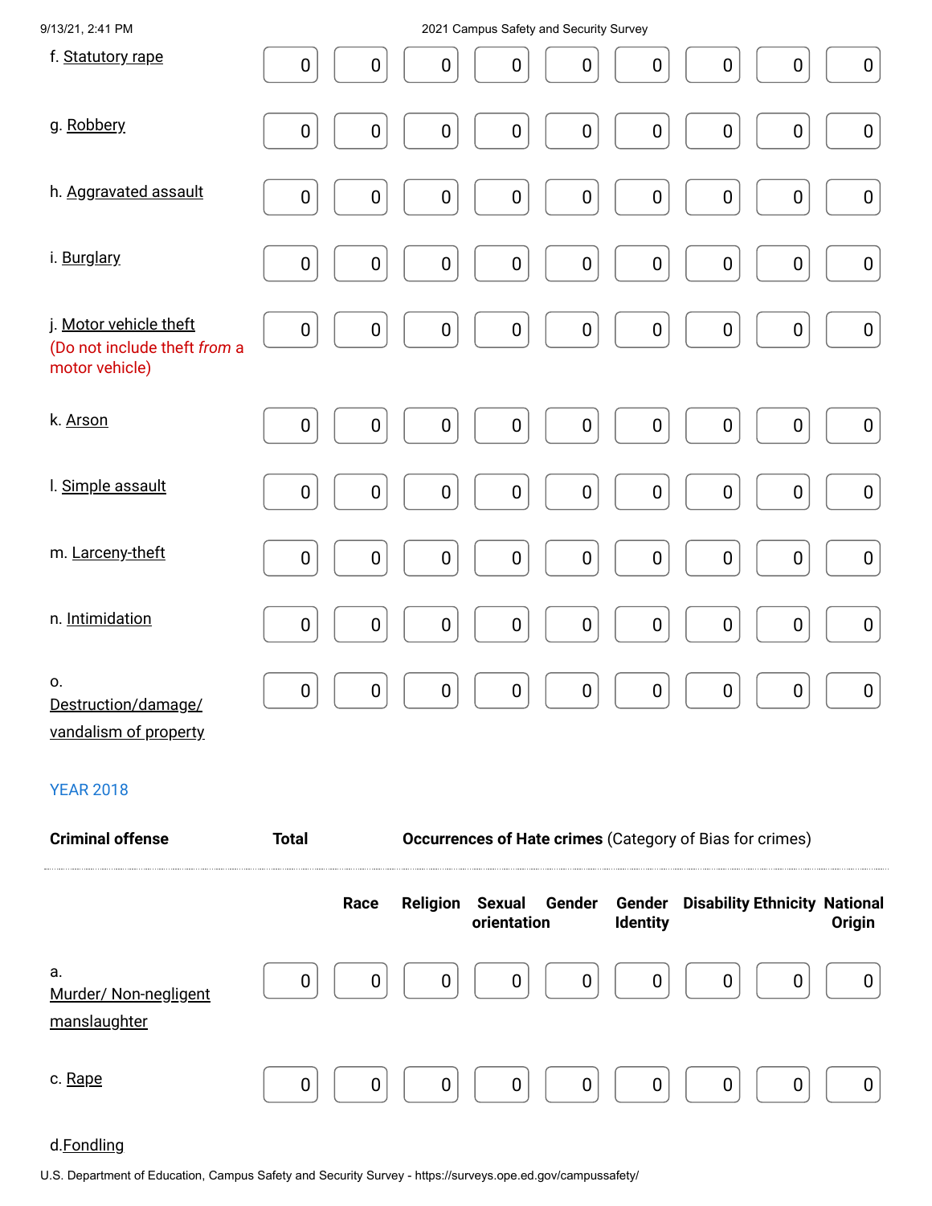| | | | | | | | | | |
|---|---|---|---|---|---|---|---|---|---|
| f. Statutory rape | 0 | 0 | 0 | 0 | 0 | 0 | 0 | 0 | 0 |
| g. Robbery | 0 | 0 | 0 | 0 | 0 | 0 | 0 | 0 | 0 |
| h. Aggravated assault | 0 | 0 | 0 | 0 | 0 | 0 | 0 | 0 | 0 |
| i. Burglary | 0 | 0 | 0 | 0 | 0 | 0 | 0 | 0 | 0 |
| j. Motor vehicle theft (Do not include theft *from* a motor vehicle) | 0 | 0 | 0 | 0 | 0 | 0 | 0 | 0 | 0 |
| k. Arson | 0 | 0 | 0 | 0 | 0 | 0 | 0 | 0 | 0 |
| l. Simple assault | 0 | 0 | 0 | 0 | 0 | 0 | 0 | 0 | 0 |
| m. Larceny-theft | 0 | 0 | 0 | 0 | 0 | 0 | 0 | 0 | 0 |
| n. Intimidation | 0 | 0 | 0 | 0 | 0 | 0 | 0 | 0 | 0 |
| o. Destruction/damage/ vandalism of property | 0 | 0 | 0 | 0 | 0 | 0 | 0 | 0 | 0 |

YEAR 2018

| Criminal offense | Total | Occurrences of Hate crimes (Category of Bias for crimes) | | | | | | | |
|---|---|---|---|---|---|---|---|---|---|
| | | Race | Religion | Sexual orientation | Gender | Gender Identity | Disability | Ethnicity | National Origin |
| a. Murder/ Non-negligent manslaughter | 0 | 0 | 0 | 0 | 0 | 0 | 0 | 0 | 0 |
| c. Rape | 0 | 0 | 0 | 0 | 0 | 0 | 0 | 0 | 0 |
| d. Fondling | | | | | | | | | |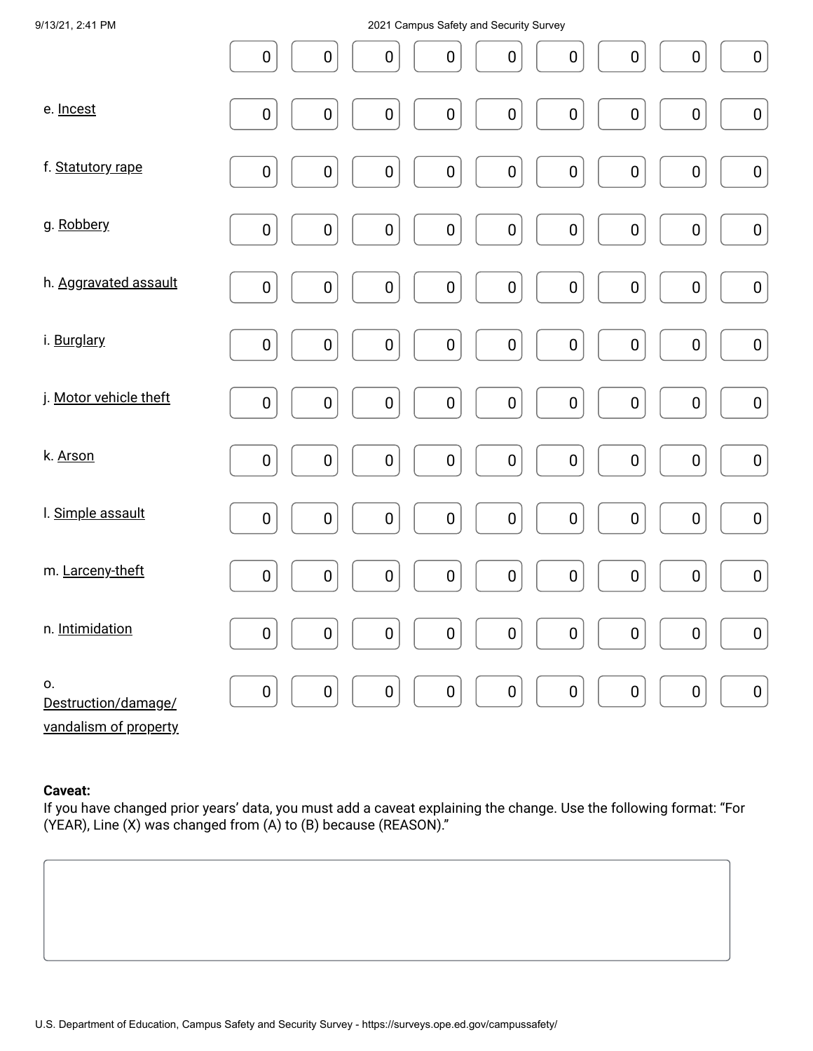| | | | | | | | | | |
|---|---|---|---|---|---|---|---|---|---|
| | 0 | 0 | 0 | 0 | 0 | 0 | 0 | 0 | 0 |
| e. Incest | 0 | 0 | 0 | 0 | 0 | 0 | 0 | 0 | 0 |
| f. Statutory rape | 0 | 0 | 0 | 0 | 0 | 0 | 0 | 0 | 0 |
| g. Robbery | 0 | 0 | 0 | 0 | 0 | 0 | 0 | 0 | 0 |
| h. Aggravated assault | 0 | 0 | 0 | 0 | 0 | 0 | 0 | 0 | 0 |
| i. Burglary | 0 | 0 | 0 | 0 | 0 | 0 | 0 | 0 | 0 |
| j. Motor vehicle theft | 0 | 0 | 0 | 0 | 0 | 0 | 0 | 0 | 0 |
| k. Arson | 0 | 0 | 0 | 0 | 0 | 0 | 0 | 0 | 0 |
| l. Simple assault | 0 | 0 | 0 | 0 | 0 | 0 | 0 | 0 | 0 |
| m. Larceny-theft | 0 | 0 | 0 | 0 | 0 | 0 | 0 | 0 | 0 |
| n. Intimidation | 0 | 0 | 0 | 0 | 0 | 0 | 0 | 0 | 0 |
| o. Destruction/damage/vandalism of property | 0 | 0 | 0 | 0 | 0 | 0 | 0 | 0 | 0 |

**Caveat:**
If you have changed prior years' data, you must add a caveat explaining the change. Use the following format: "For (YEAR), Line (X) was changed from (A) to (B) because (REASON)."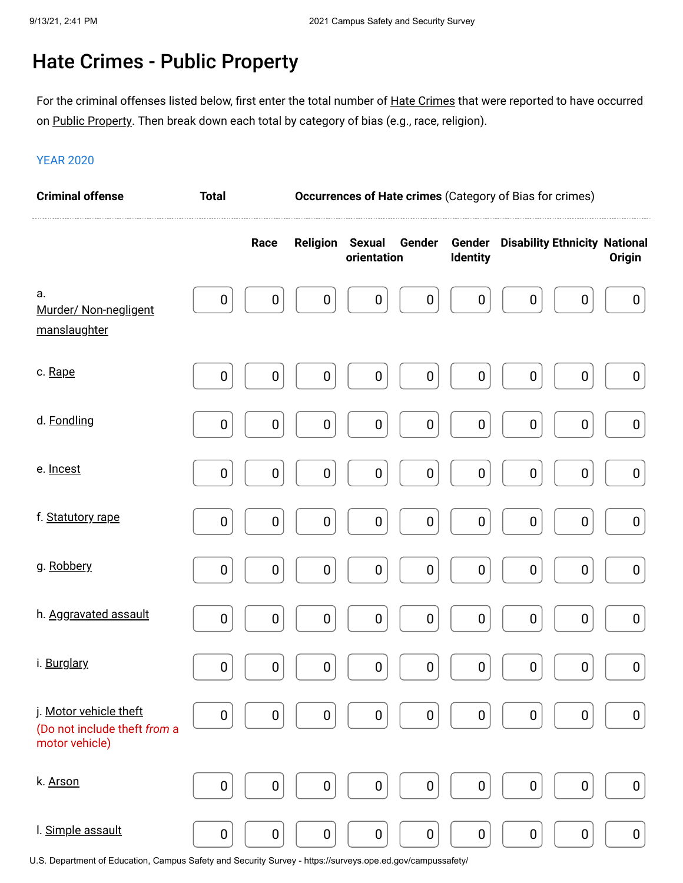# Hate Crimes - Public Property

For the criminal offenses listed below, first enter the total number of Hate Crimes that were reported to have occurred on Public Property. Then break down each total by category of bias (e.g., race, religion).

YEAR 2020

| Criminal offense | Total | Occurrences of Hate crimes (Category of Bias for crimes) | | | | | | | |
|---|---|---|---|---|---|---|---|---|---|
| | | Race | Religion | Sexual orientation | Gender | Gender Identity | Disability | Ethnicity | National Origin |
| a. Murder/ Non-negligent manslaughter | 0 | 0 | 0 | 0 | 0 | 0 | 0 | 0 | 0 |
| c. Rape | 0 | 0 | 0 | 0 | 0 | 0 | 0 | 0 | 0 |
| d. Fondling | 0 | 0 | 0 | 0 | 0 | 0 | 0 | 0 | 0 |
| e. Incest | 0 | 0 | 0 | 0 | 0 | 0 | 0 | 0 | 0 |
| f. Statutory rape | 0 | 0 | 0 | 0 | 0 | 0 | 0 | 0 | 0 |
| g. Robbery | 0 | 0 | 0 | 0 | 0 | 0 | 0 | 0 | 0 |
| h. Aggravated assault | 0 | 0 | 0 | 0 | 0 | 0 | 0 | 0 | 0 |
| i. Burglary | 0 | 0 | 0 | 0 | 0 | 0 | 0 | 0 | 0 |
| j. Motor vehicle theft (Do not include theft *from* a motor vehicle) | 0 | 0 | 0 | 0 | 0 | 0 | 0 | 0 | 0 |
| k. Arson | 0 | 0 | 0 | 0 | 0 | 0 | 0 | 0 | 0 |
| l. Simple assault | 0 | 0 | 0 | 0 | 0 | 0 | 0 | 0 | 0 |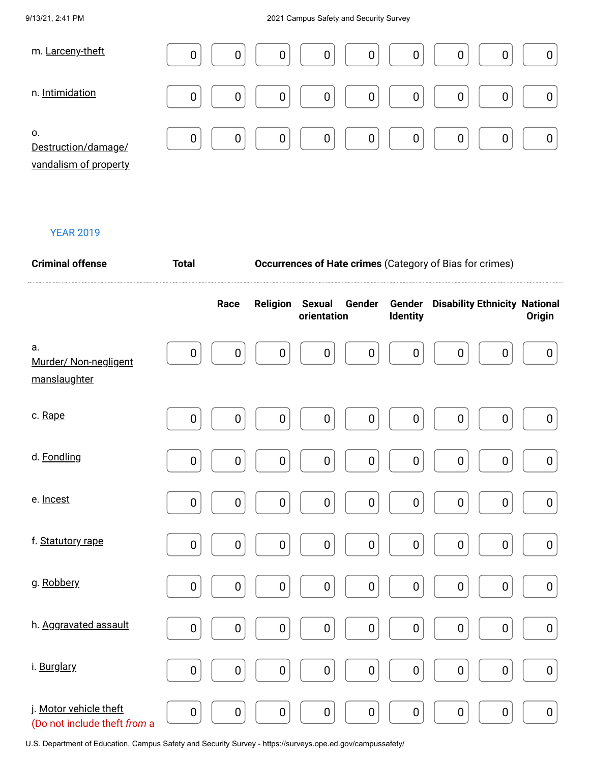| | | | | | | | | | |
|---|---|---|---|---|---|---|---|---|---|
| m. Larceny-theft | 0 | 0 | 0 | 0 | 0 | 0 | 0 | 0 | 0 |
| n. Intimidation | 0 | 0 | 0 | 0 | 0 | 0 | 0 | 0 | 0 |
| o. Destruction/damage/ vandalism of property | 0 | 0 | 0 | 0 | 0 | 0 | 0 | 0 | 0 |

YEAR 2019

| Criminal offense | Total | Occurrences of Hate crimes (Category of Bias for crimes) | | | | | | | |
|---|---|---|---|---|---|---|---|---|---|
| | | Race | Religion | Sexual orientation | Gender | Gender Identity | Disability | Ethnicity | National Origin |
| a. Murder/ Non-negligent manslaughter | 0 | 0 | 0 | 0 | 0 | 0 | 0 | 0 | 0 |
| c. Rape | 0 | 0 | 0 | 0 | 0 | 0 | 0 | 0 | 0 |
| d. Fondling | 0 | 0 | 0 | 0 | 0 | 0 | 0 | 0 | 0 |
| e. Incest | 0 | 0 | 0 | 0 | 0 | 0 | 0 | 0 | 0 |
| f. Statutory rape | 0 | 0 | 0 | 0 | 0 | 0 | 0 | 0 | 0 |
| g. Robbery | 0 | 0 | 0 | 0 | 0 | 0 | 0 | 0 | 0 |
| h. Aggravated assault | 0 | 0 | 0 | 0 | 0 | 0 | 0 | 0 | 0 |
| i. Burglary | 0 | 0 | 0 | 0 | 0 | 0 | 0 | 0 | 0 |
| j. Motor vehicle theft (Do not include theft *from* a | 0 | 0 | 0 | 0 | 0 | 0 | 0 | 0 | 0 |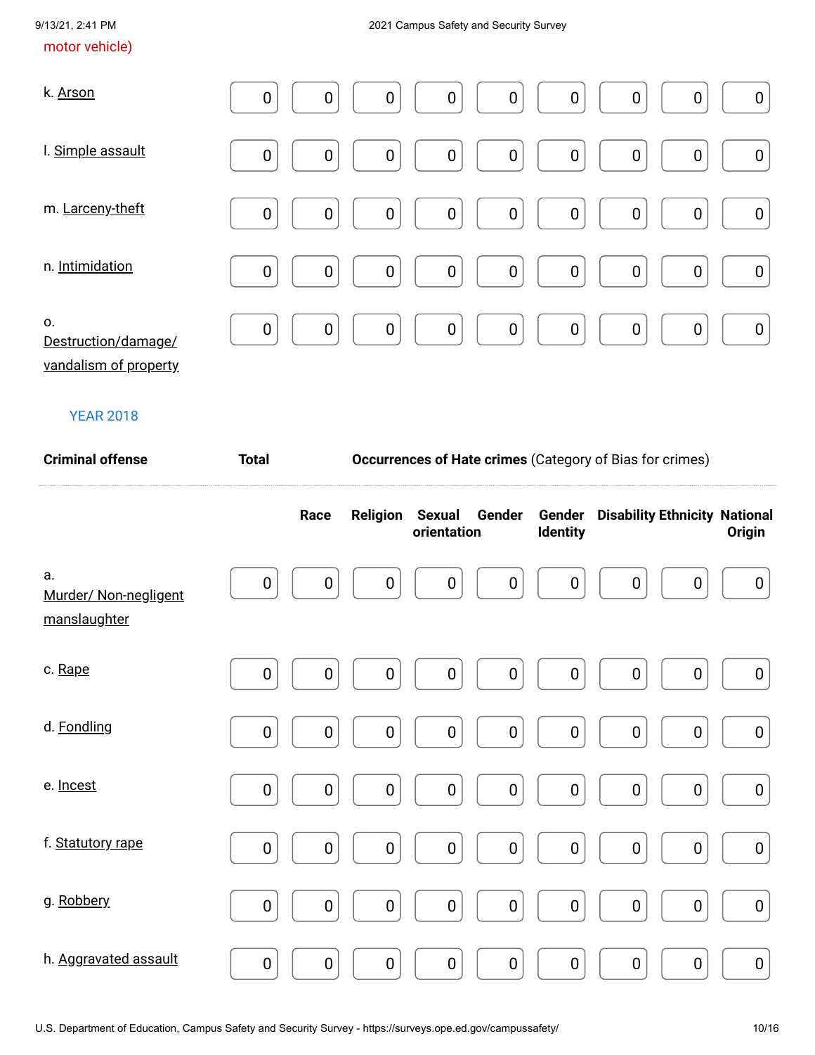motor vehicle)

| | | | | | | | | | |
|---|---|---|---|---|---|---|---|---|---|
| k. Arson | 0 | 0 | 0 | 0 | 0 | 0 | 0 | 0 | 0 |
| l. Simple assault | 0 | 0 | 0 | 0 | 0 | 0 | 0 | 0 | 0 |
| m. Larceny-theft | 0 | 0 | 0 | 0 | 0 | 0 | 0 | 0 | 0 |
| n. Intimidation | 0 | 0 | 0 | 0 | 0 | 0 | 0 | 0 | 0 |
| o. Destruction/damage/ vandalism of property | 0 | 0 | 0 | 0 | 0 | 0 | 0 | 0 | 0 |

YEAR 2018

| **Criminal offense** | **Total** | **Occurrences of Hate crimes** (Category of Bias for crimes) | | | | | | | |
|---|---|---|---|---|---|---|---|---|---|
| | | **Race** | **Religion** | **Sexual orientation** | **Gender** | **Gender Identity** | **Disability** | **Ethnicity** | **National Origin** |
| a. Murder/ Non-negligent manslaughter | 0 | 0 | 0 | 0 | 0 | 0 | 0 | 0 | 0 |
| c. Rape | 0 | 0 | 0 | 0 | 0 | 0 | 0 | 0 | 0 |
| d. Fondling | 0 | 0 | 0 | 0 | 0 | 0 | 0 | 0 | 0 |
| e. Incest | 0 | 0 | 0 | 0 | 0 | 0 | 0 | 0 | 0 |
| f. Statutory rape | 0 | 0 | 0 | 0 | 0 | 0 | 0 | 0 | 0 |
| g. Robbery | 0 | 0 | 0 | 0 | 0 | 0 | 0 | 0 | 0 |
| h. Aggravated assault | 0 | 0 | 0 | 0 | 0 | 0 | 0 | 0 | 0 |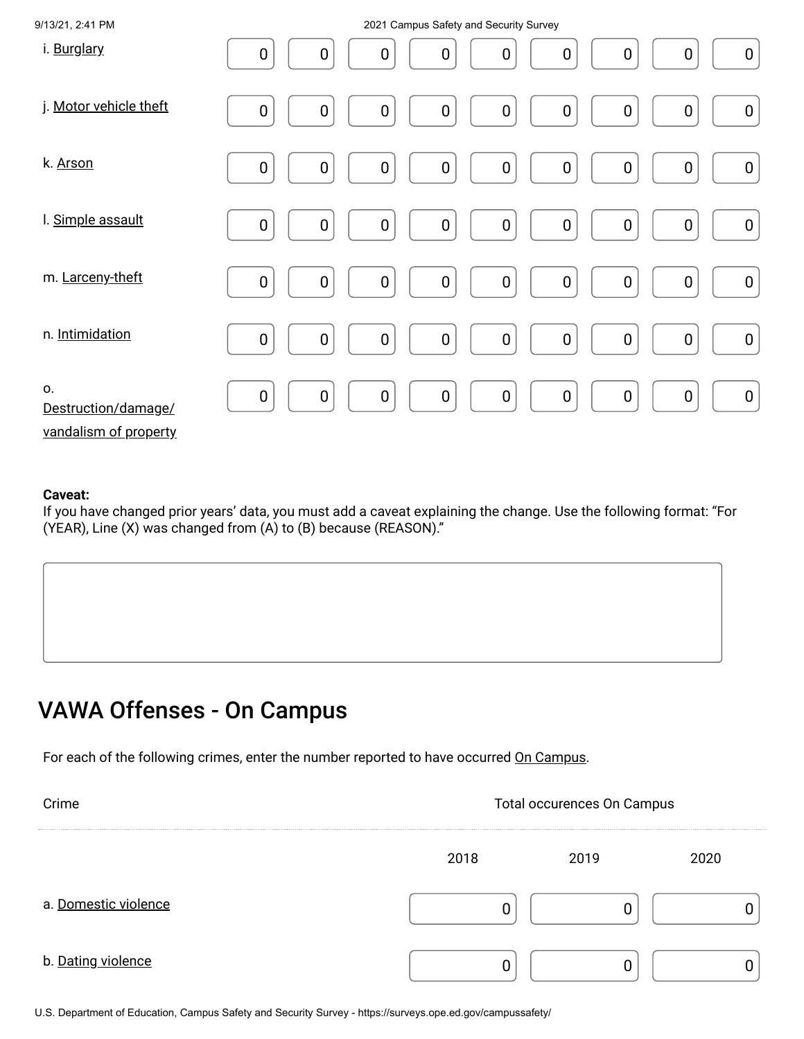| | | | | | | | | | |
|---|---|---|---|---|---|---|---|---|---|
| i. Burglary | 0 | 0 | 0 | 0 | 0 | 0 | 0 | 0 | 0 |
| j. Motor vehicle theft | 0 | 0 | 0 | 0 | 0 | 0 | 0 | 0 | 0 |
| k. Arson | 0 | 0 | 0 | 0 | 0 | 0 | 0 | 0 | 0 |
| l. Simple assault | 0 | 0 | 0 | 0 | 0 | 0 | 0 | 0 | 0 |
| m. Larceny-theft | 0 | 0 | 0 | 0 | 0 | 0 | 0 | 0 | 0 |
| n. Intimidation | 0 | 0 | 0 | 0 | 0 | 0 | 0 | 0 | 0 |
| o. Destruction/damage/ vandalism of property | 0 | 0 | 0 | 0 | 0 | 0 | 0 | 0 | 0 |

**Caveat:**
If you have changed prior years' data, you must add a caveat explaining the change. Use the following format: "For (YEAR), Line (X) was changed from (A) to (B) because (REASON)."

## VAWA Offenses - On Campus

For each of the following crimes, enter the number reported to have occurred On Campus.

| Crime | Total occurences On Campus | | |
|---|---|---|---|
| | 2018 | 2019 | 2020 |
| a. Domestic violence | 0 | 0 | 0 |
| b. Dating violence | 0 | 0 | 0 |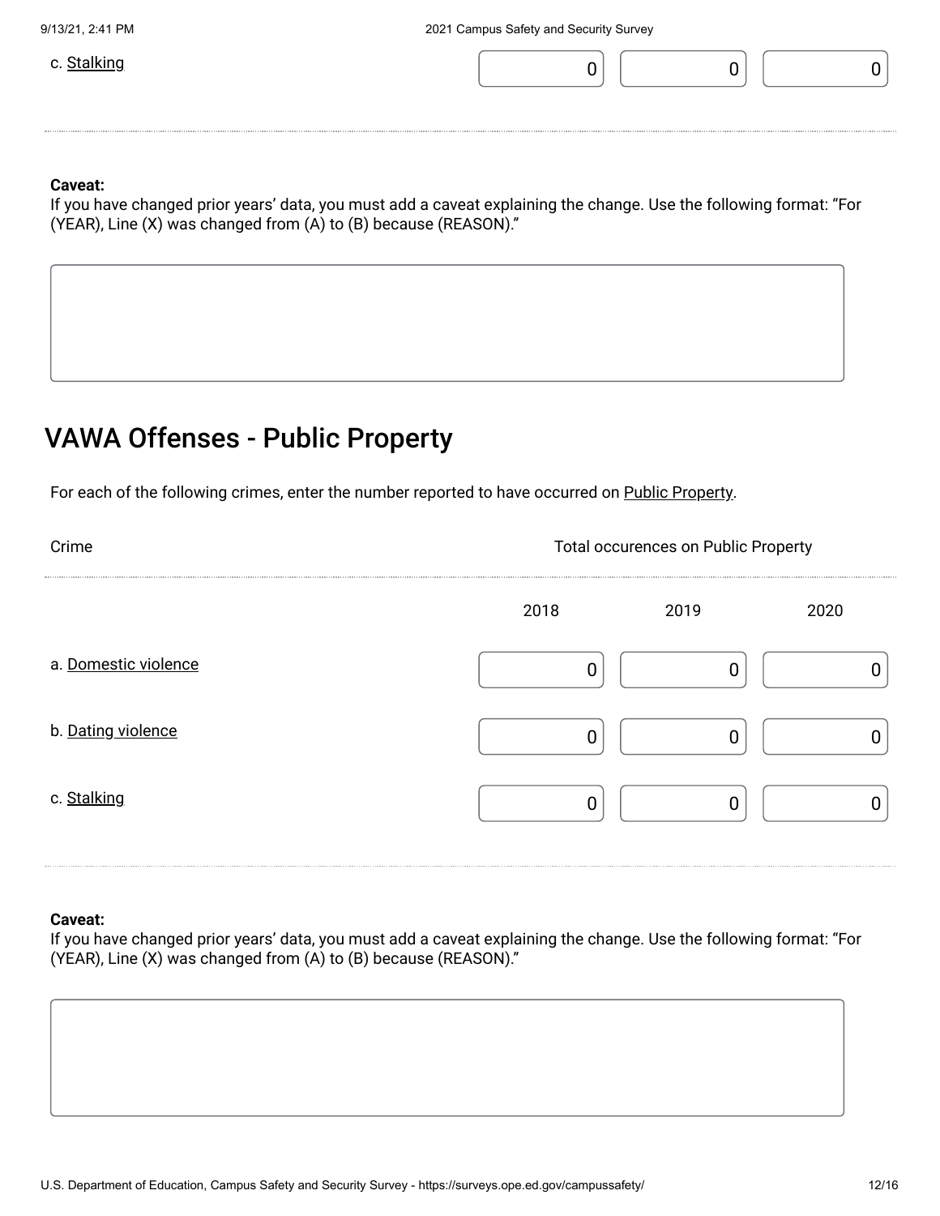| | | | |
|---|---|---|---|
| c. Stalking | 0 | 0 | 0 |

**Caveat:**
If you have changed prior years' data, you must add a caveat explaining the change. Use the following format: "For (YEAR), Line (X) was changed from (A) to (B) because (REASON)."

## VAWA Offenses - Public Property

For each of the following crimes, enter the number reported to have occurred on Public Property.

| Crime | Total occurences on Public Property | | |
|---|---|---|---|
| | 2018 | 2019 | 2020 |
| a. Domestic violence | 0 | 0 | 0 |
| b. Dating violence | 0 | 0 | 0 |
| c. Stalking | 0 | 0 | 0 |

**Caveat:**
If you have changed prior years' data, you must add a caveat explaining the change. Use the following format: "For (YEAR), Line (X) was changed from (A) to (B) because (REASON)."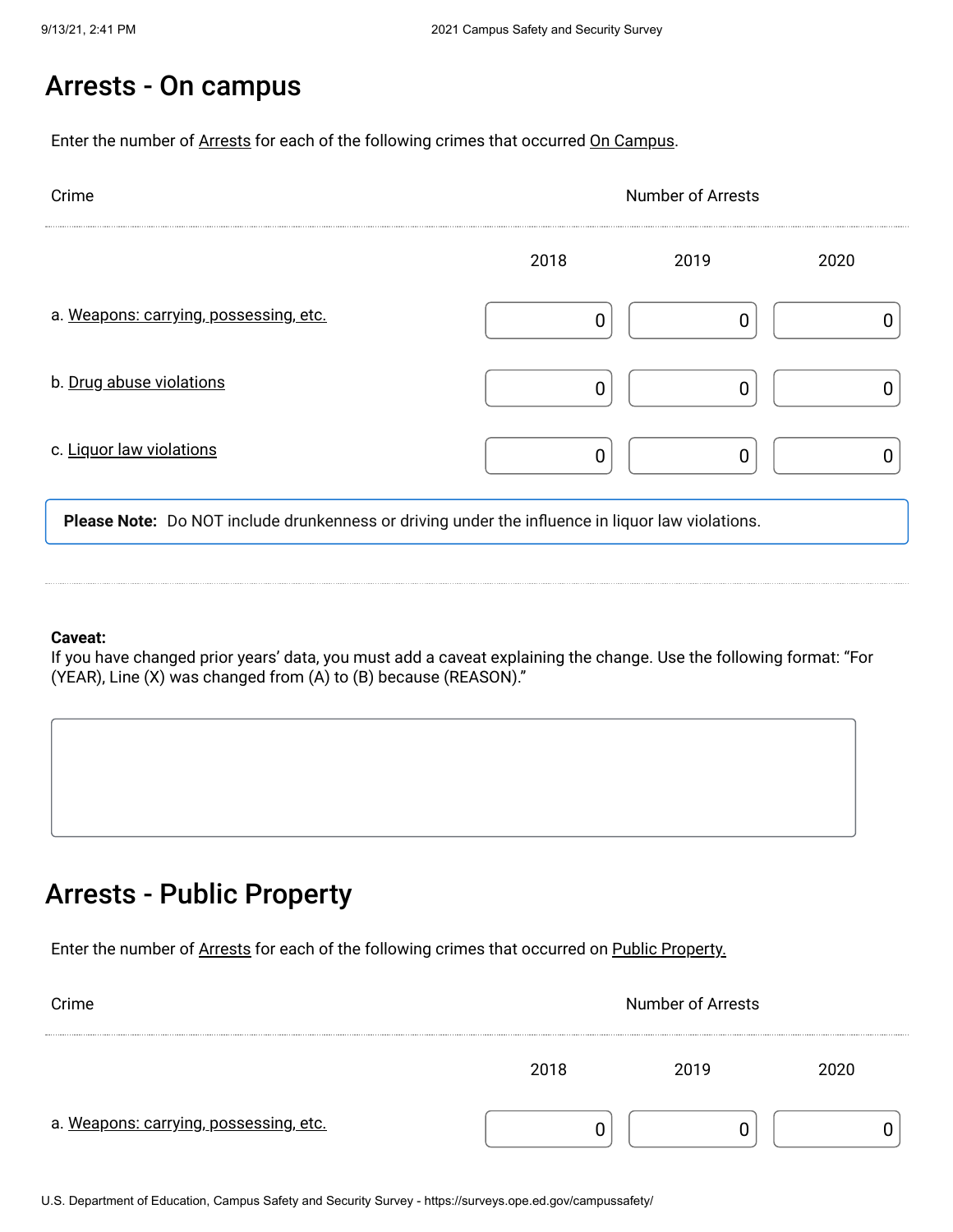## Arrests - On campus

Enter the number of Arrests for each of the following crimes that occurred On Campus.

| Crime | Number of Arrests | | |
|---|---|---|---|
| | 2018 | 2019 | 2020 |
| a. Weapons: carrying, possessing, etc. | 0 | 0 | 0 |
| b. Drug abuse violations | 0 | 0 | 0 |
| c. Liquor law violations | 0 | 0 | 0 |

**Please Note:** Do NOT include drunkenness or driving under the influence in liquor law violations.

**Caveat:**
If you have changed prior years' data, you must add a caveat explaining the change. Use the following format: "For (YEAR), Line (X) was changed from (A) to (B) because (REASON)."

## Arrests - Public Property

Enter the number of Arrests for each of the following crimes that occurred on Public Property.

| Crime | Number of Arrests | | |
|---|---|---|---|
| | 2018 | 2019 | 2020 |
| a. Weapons: carrying, possessing, etc. | 0 | 0 | 0 |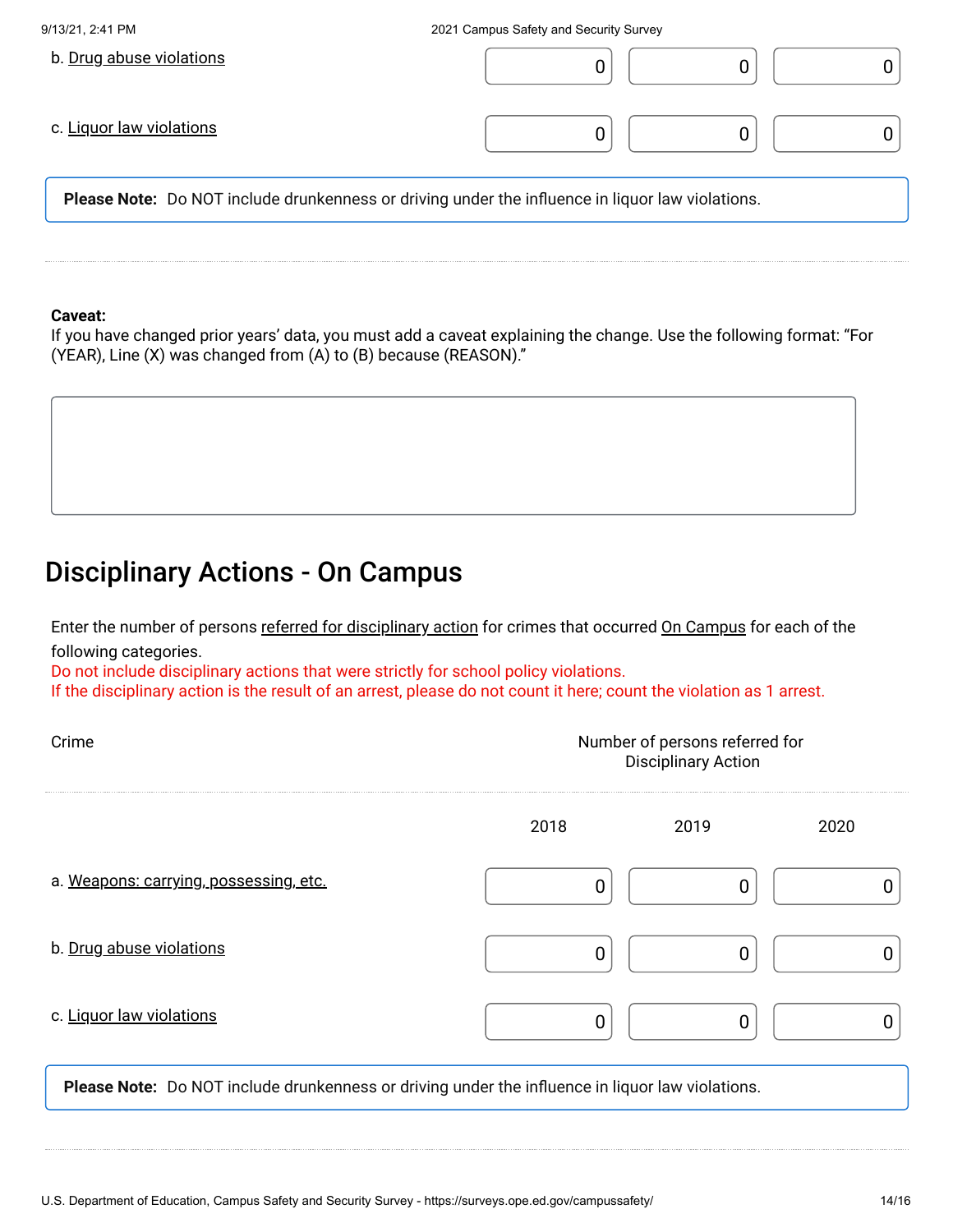| | | | |
|---|---|---|---|
| b. Drug abuse violations | 0 | 0 | 0 |
| c. Liquor law violations | 0 | 0 | 0 |

**Please Note:** Do NOT include drunkenness or driving under the influence in liquor law violations.

**Caveat:**
If you have changed prior years' data, you must add a caveat explaining the change. Use the following format: "For (YEAR), Line (X) was changed from (A) to (B) because (REASON)."

## Disciplinary Actions - On Campus

Enter the number of persons referred for disciplinary action for crimes that occurred On Campus for each of the following categories.
Do not include disciplinary actions that were strictly for school policy violations.
If the disciplinary action is the result of an arrest, please do not count it here; count the violation as 1 arrest.

| Crime | Number of persons referred for Disciplinary Action | | |
|---|---|---|---|
| | 2018 | 2019 | 2020 |
| a. Weapons: carrying, possessing, etc. | 0 | 0 | 0 |
| b. Drug abuse violations | 0 | 0 | 0 |
| c. Liquor law violations | 0 | 0 | 0 |

**Please Note:** Do NOT include drunkenness or driving under the influence in liquor law violations.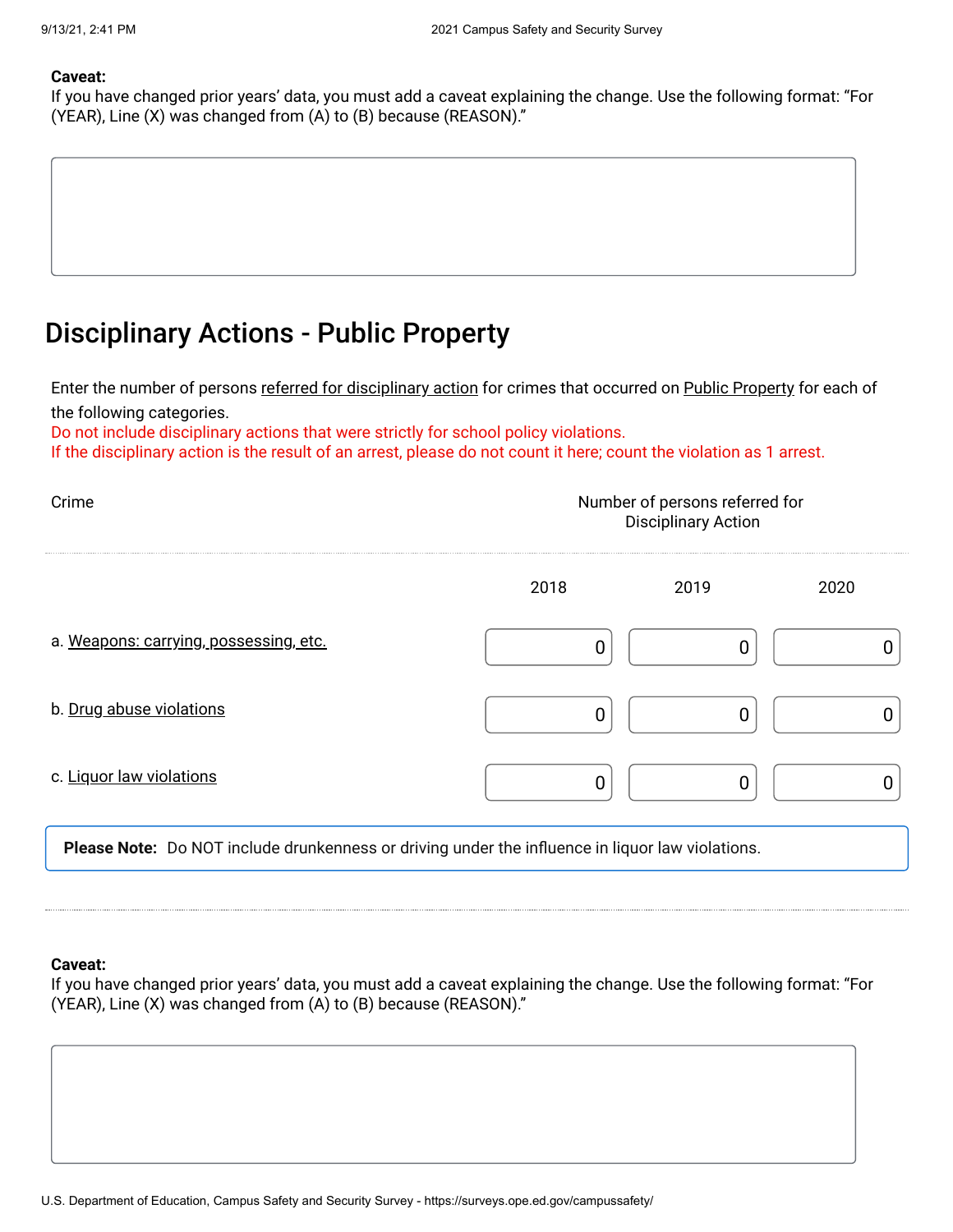**Caveat:**
If you have changed prior years' data, you must add a caveat explaining the change. Use the following format: "For (YEAR), Line (X) was changed from (A) to (B) because (REASON)."

## Disciplinary Actions - Public Property

Enter the number of persons referred for disciplinary action for crimes that occurred on Public Property for each of the following categories.
Do not include disciplinary actions that were strictly for school policy violations.
If the disciplinary action is the result of an arrest, please do not count it here; count the violation as 1 arrest.

| Crime | Number of persons referred for Disciplinary Action | | |
|---|---|---|---|
| | 2018 | 2019 | 2020 |
| a. Weapons: carrying, possessing, etc. | 0 | 0 | 0 |
| b. Drug abuse violations | 0 | 0 | 0 |
| c. Liquor law violations | 0 | 0 | 0 |

**Please Note:** Do NOT include drunkenness or driving under the influence in liquor law violations.

**Caveat:**
If you have changed prior years' data, you must add a caveat explaining the change. Use the following format: "For (YEAR), Line (X) was changed from (A) to (B) because (REASON)."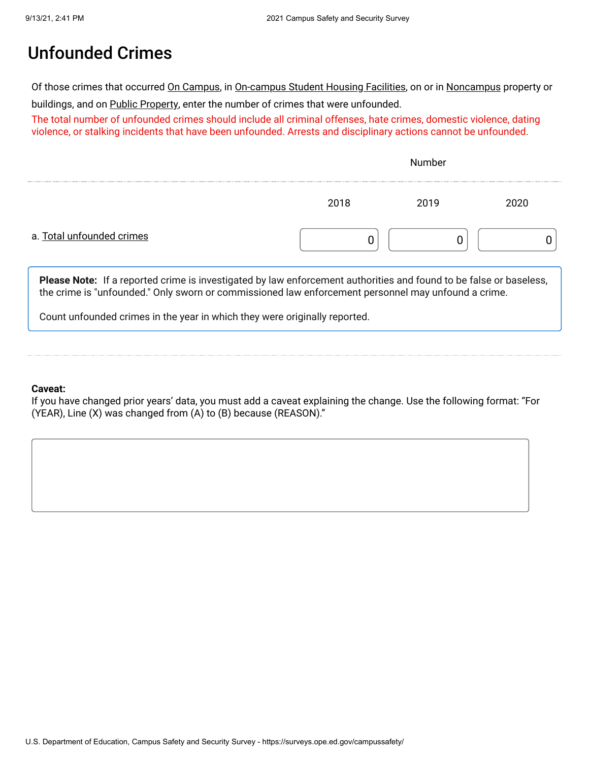# Unfounded Crimes

Of those crimes that occurred On Campus, in On-campus Student Housing Facilities, on or in Noncampus property or buildings, and on Public Property, enter the number of crimes that were unfounded.

The total number of unfounded crimes should include all criminal offenses, hate crimes, domestic violence, dating violence, or stalking incidents that have been unfounded. Arrests and disciplinary actions cannot be unfounded.

| | Number | | |
|---|---|---|---|
| | 2018 | 2019 | 2020 |
| a. Total unfounded crimes | 0 | 0 | 0 |

**Please Note:** If a reported crime is investigated by law enforcement authorities and found to be false or baseless, the crime is "unfounded." Only sworn or commissioned law enforcement personnel may unfound a crime.

Count unfounded crimes in the year in which they were originally reported.

**Caveat:**
If you have changed prior years' data, you must add a caveat explaining the change. Use the following format: "For (YEAR), Line (X) was changed from (A) to (B) because (REASON)."